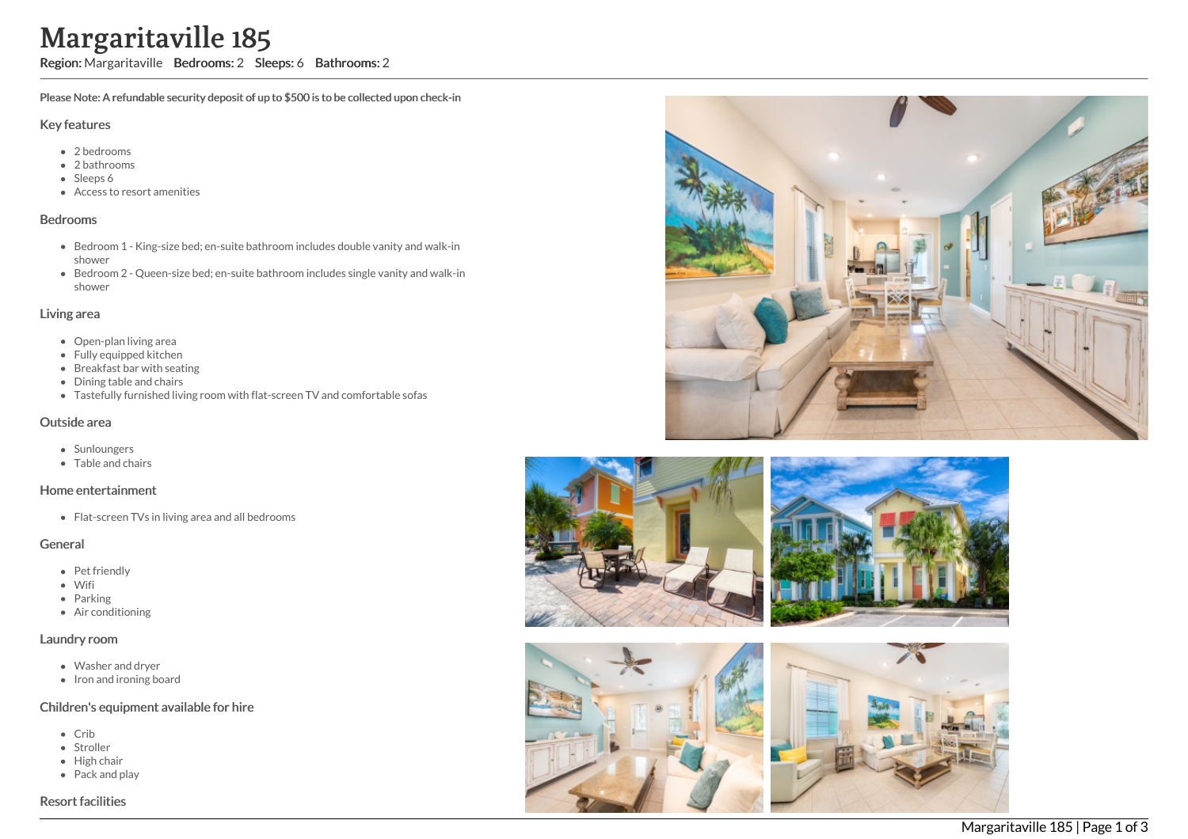# Margaritaville 185

**Region:** Margaritaville **Bedrooms:** 2 **Sleeps:** 6 **Bathrooms:** 2

**Please Note: A refundable security deposit of up to $500 is to be collected upon check-in**

## Key features

- 2 bedrooms
- 2 bathrooms
- Sleeps 6
- Access to resort amenities

## Bedrooms

- Bedroom 1 - King-size bed; en-suite bathroom includes double vanity and walk-in shower
- Bedroom 2 - Queen-size bed; en-suite bathroom includes single vanity and walk-in shower

## Living area

- Open-plan living area
- Fully equipped kitchen
- Breakfast bar with seating
- Dining table and chairs
- Tastefully furnished living room with flat-screen TV and comfortable sofas

## Outside area

- Sunloungers
- Table and chairs

## Home entertainment

- Flat-screen TVs in living area and all bedrooms

## General

- Pet friendly
- Wifi
- Parking
- Air conditioning

## Laundry room

- Washer and dryer
- Iron and ironing board

## Children's equipment available for hire

- Crib
- Stroller
- High chair
- Pack and play

## Resort facilities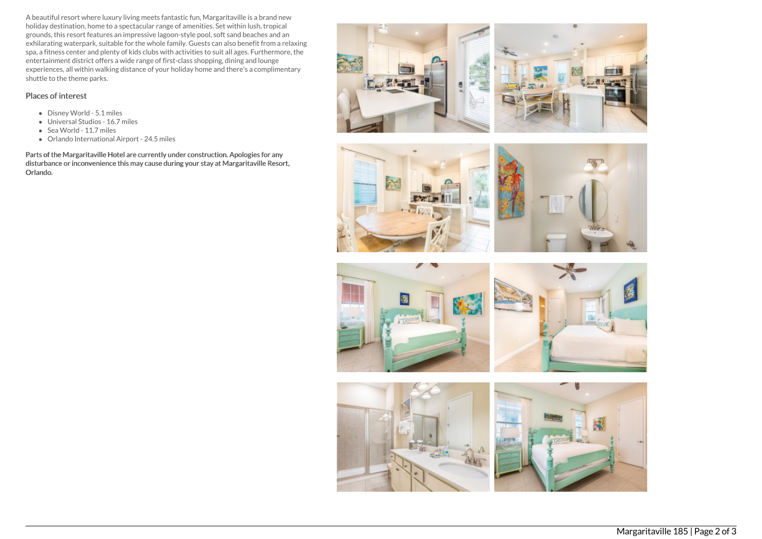A beautiful resort where luxury living meets fantastic fun, Margaritaville is a brand new holiday destination, home to a spectacular range of amenities. Set within lush, tropical grounds, this resort features an impressive lagoon-style pool, soft sand beaches and an exhilarating waterpark, suitable for the whole family. Guests can also benefit from a relaxing spa, a fitness center and plenty of kids clubs with activities to suit all ages. Furthermore, the entertainment district offers a wide range of first-class shopping, dining and lounge experiences, all within walking distance of your holiday home and there's a complimentary shuttle to the theme parks.

## Places of interest

- Disney World - 5.1 miles
- Universal Studios - 16.7 miles
- Sea World - 11.7 miles
- Orlando International Airport - 24.5 miles

**Parts of the Margaritaville Hotel are currently under construction. Apologies for any disturbance or inconvenience this may cause during your stay at Margaritaville Resort, Orlando.**